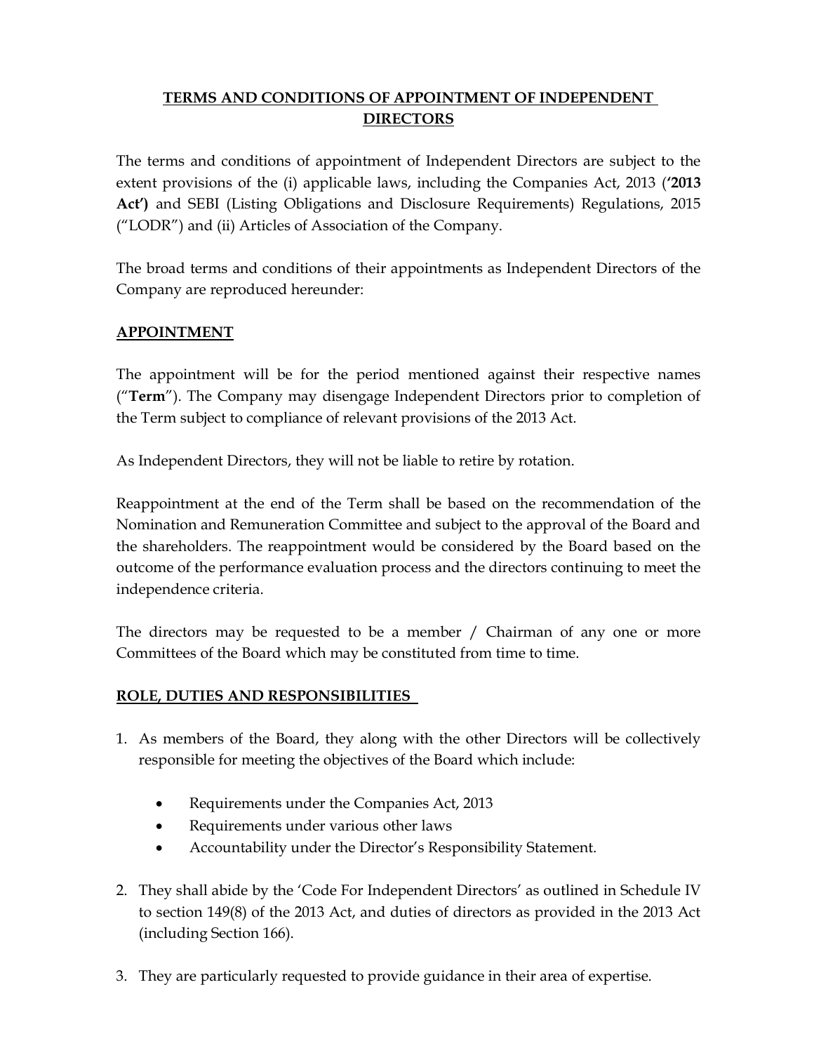# TERMS AND CONDITIONS OF APPOINTMENT OF INDEPENDENT DIRECTORS

The terms and conditions of appointment of Independent Directors are subject to the extent provisions of the (i) applicable laws, including the Companies Act, 2013 (**'2013 Act')** and SEBI (Listing Obligations and Disclosure Requirements) Regulations, 2015 ("LODR") and (ii) Articles of Association of the Company.

The broad terms and conditions of their appointments as Independent Directors of the Company are reproduced hereunder:

## APPOINTMENT

The appointment will be for the period mentioned against their respective names ("**Term**"). The Company may disengage Independent Directors prior to completion of the Term subject to compliance of relevant provisions of the 2013 Act.

As Independent Directors, they will not be liable to retire by rotation.

Reappointment at the end of the Term shall be based on the recommendation of the Nomination and Remuneration Committee and subject to the approval of the Board and the shareholders. The reappointment would be considered by the Board based on the outcome of the performance evaluation process and the directors continuing to meet the independence criteria.

The directors may be requested to be a member / Chairman of any one or more Committees of the Board which may be constituted from time to time.

## ROLE, DUTIES AND RESPONSIBILITIES

1. As members of the Board, they along with the other Directors will be collectively responsible for meeting the objectives of the Board which include:
   - Requirements under the Companies Act, 2013
   - Requirements under various other laws
   - Accountability under the Director's Responsibility Statement.
2. They shall abide by the 'Code For Independent Directors' as outlined in Schedule IV to section 149(8) of the 2013 Act, and duties of directors as provided in the 2013 Act (including Section 166).
3. They are particularly requested to provide guidance in their area of expertise.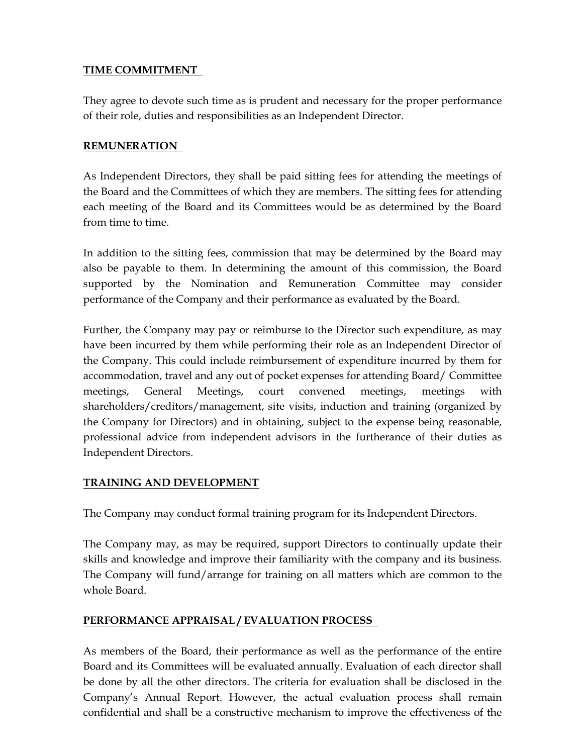## TIME COMMITMENT

They agree to devote such time as is prudent and necessary for the proper performance of their role, duties and responsibilities as an Independent Director.

## REMUNERATION

As Independent Directors, they shall be paid sitting fees for attending the meetings of the Board and the Committees of which they are members. The sitting fees for attending each meeting of the Board and its Committees would be as determined by the Board from time to time.

In addition to the sitting fees, commission that may be determined by the Board may also be payable to them. In determining the amount of this commission, the Board supported by the Nomination and Remuneration Committee may consider performance of the Company and their performance as evaluated by the Board.

Further, the Company may pay or reimburse to the Director such expenditure, as may have been incurred by them while performing their role as an Independent Director of the Company. This could include reimbursement of expenditure incurred by them for accommodation, travel and any out of pocket expenses for attending Board/ Committee meetings, General Meetings, court convened meetings, meetings with shareholders/creditors/management, site visits, induction and training (organized by the Company for Directors) and in obtaining, subject to the expense being reasonable, professional advice from independent advisors in the furtherance of their duties as Independent Directors.

## TRAINING AND DEVELOPMENT

The Company may conduct formal training program for its Independent Directors.

The Company may, as may be required, support Directors to continually update their skills and knowledge and improve their familiarity with the company and its business. The Company will fund/arrange for training on all matters which are common to the whole Board.

## PERFORMANCE APPRAISAL / EVALUATION PROCESS

As members of the Board, their performance as well as the performance of the entire Board and its Committees will be evaluated annually. Evaluation of each director shall be done by all the other directors. The criteria for evaluation shall be disclosed in the Company's Annual Report. However, the actual evaluation process shall remain confidential and shall be a constructive mechanism to improve the effectiveness of the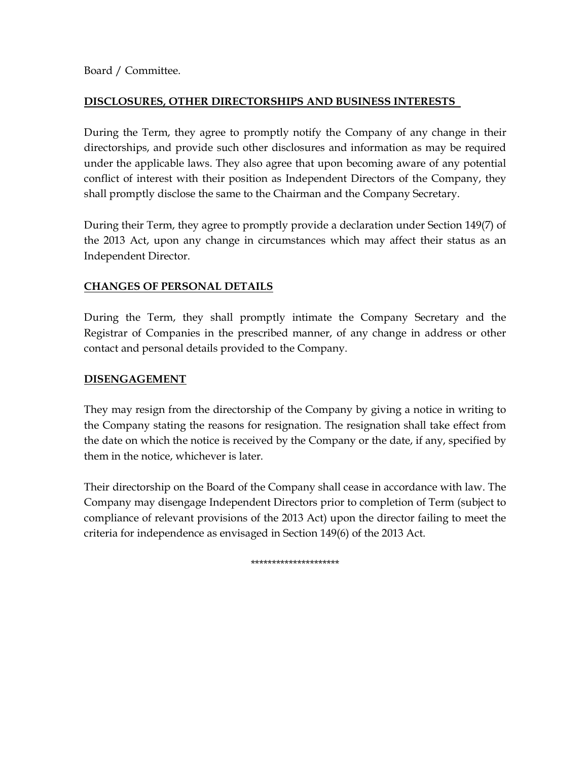Board / Committee.

## DISCLOSURES, OTHER DIRECTORSHIPS AND BUSINESS INTERESTS

During the Term, they agree to promptly notify the Company of any change in their directorships, and provide such other disclosures and information as may be required under the applicable laws. They also agree that upon becoming aware of any potential conflict of interest with their position as Independent Directors of the Company, they shall promptly disclose the same to the Chairman and the Company Secretary.

During their Term, they agree to promptly provide a declaration under Section 149(7) of the 2013 Act, upon any change in circumstances which may affect their status as an Independent Director.

## CHANGES OF PERSONAL DETAILS

During the Term, they shall promptly intimate the Company Secretary and the Registrar of Companies in the prescribed manner, of any change in address or other contact and personal details provided to the Company.

## DISENGAGEMENT

They may resign from the directorship of the Company by giving a notice in writing to the Company stating the reasons for resignation. The resignation shall take effect from the date on which the notice is received by the Company or the date, if any, specified by them in the notice, whichever is later.

Their directorship on the Board of the Company shall cease in accordance with law. The Company may disengage Independent Directors prior to completion of Term (subject to compliance of relevant provisions of the 2013 Act) upon the director failing to meet the criteria for independence as envisaged in Section 149(6) of the 2013 Act.

*********************